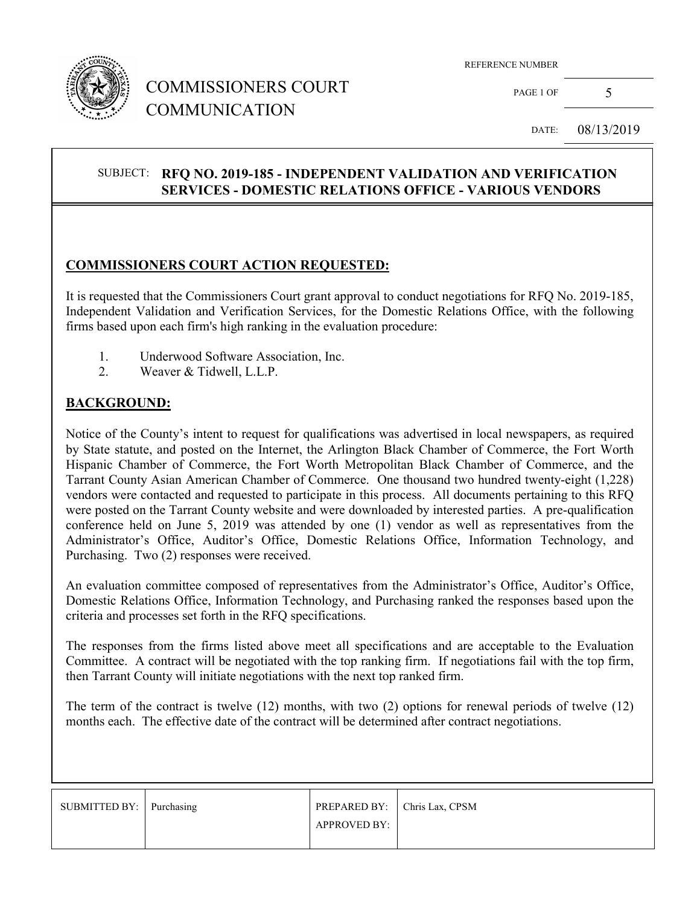# COMMISSIONERS COURT COMMUNICATION

| REFERENCE NUMBER | |
|---|---|
| PAGE 1 OF | 5 |
| DATE: | 08/13/2019 |

**SUBJECT: RFQ NO. 2019-185 - INDEPENDENT VALIDATION AND VERIFICATION SERVICES - DOMESTIC RELATIONS OFFICE - VARIOUS VENDORS**

## COMMISSIONERS COURT ACTION REQUESTED:

It is requested that the Commissioners Court grant approval to conduct negotiations for RFQ No. 2019-185, Independent Validation and Verification Services, for the Domestic Relations Office, with the following firms based upon each firm's high ranking in the evaluation procedure:

1. Underwood Software Association, Inc.
2. Weaver & Tidwell, L.L.P.

## BACKGROUND:

Notice of the County's intent to request for qualifications was advertised in local newspapers, as required by State statute, and posted on the Internet, the Arlington Black Chamber of Commerce, the Fort Worth Hispanic Chamber of Commerce, the Fort Worth Metropolitan Black Chamber of Commerce, and the Tarrant County Asian American Chamber of Commerce. One thousand two hundred twenty-eight (1,228) vendors were contacted and requested to participate in this process. All documents pertaining to this RFQ were posted on the Tarrant County website and were downloaded by interested parties. A pre-qualification conference held on June 5, 2019 was attended by one (1) vendor as well as representatives from the Administrator's Office, Auditor's Office, Domestic Relations Office, Information Technology, and Purchasing. Two (2) responses were received.

An evaluation committee composed of representatives from the Administrator's Office, Auditor's Office, Domestic Relations Office, Information Technology, and Purchasing ranked the responses based upon the criteria and processes set forth in the RFQ specifications.

The responses from the firms listed above meet all specifications and are acceptable to the Evaluation Committee. A contract will be negotiated with the top ranking firm. If negotiations fail with the top firm, then Tarrant County will initiate negotiations with the next top ranked firm.

The term of the contract is twelve (12) months, with two (2) options for renewal periods of twelve (12) months each. The effective date of the contract will be determined after contract negotiations.

| SUBMITTED BY: | Purchasing | PREPARED BY: | Chris Lax, CPSM |
|---|---|---|---|
| | | APPROVED BY: | |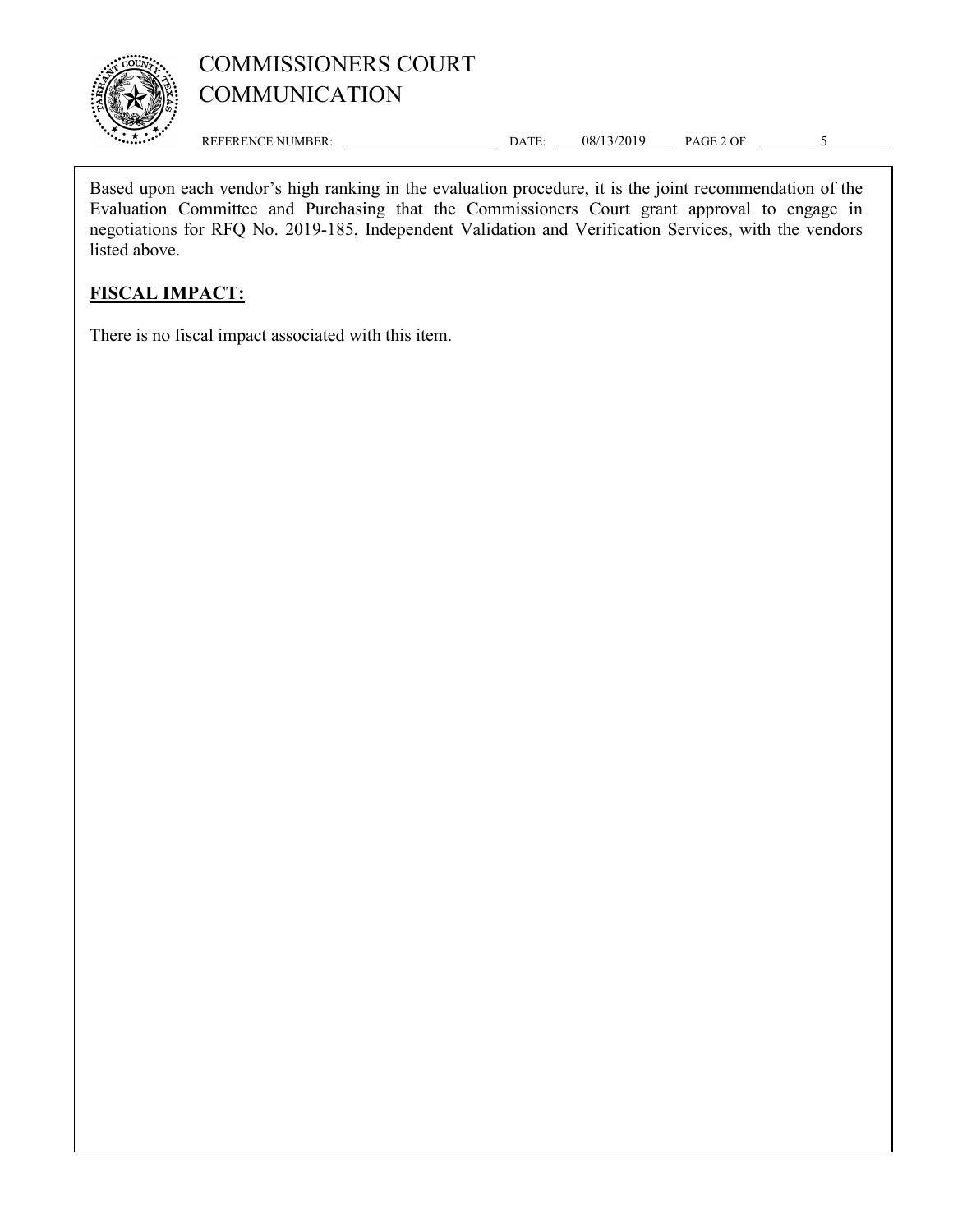Based upon each vendor's high ranking in the evaluation procedure, it is the joint recommendation of the Evaluation Committee and Purchasing that the Commissioners Court grant approval to engage in negotiations for RFQ No. 2019-185, Independent Validation and Verification Services, with the vendors listed above.

**FISCAL IMPACT:**

There is no fiscal impact associated with this item.